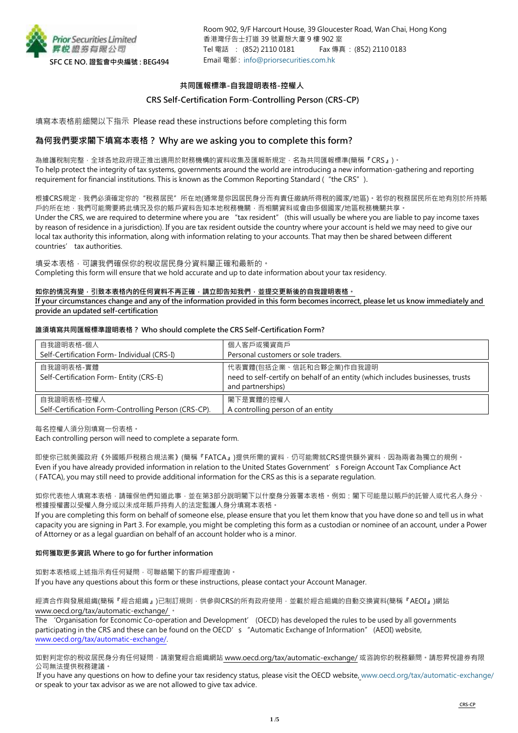Prior Securities Limited
昇悅證券有限公司
SFC CE NO. 證監會中央編號 : BEG494

Room 902, 9/F Harcourt House, 39 Gloucester Road, Wan Chai, Hong Kong
香港灣仔告士打道 39 號夏愨大廈 9 樓 902 室
Tel 電話 : (852) 2110 0181 Fax 傳真 : (852) 2110 0183
Email 電郵 : info@priorsecurities.com.hk

# 共同匯報標準-自我證明表格-控權人

# CRS Self-Certification Form-Controlling Person (CRS-CP)

填寫本表格前細閱以下指示 Please read these instructions before completing this form

## 為何我們要求閣下填寫本表格？ Why are we asking you to complete this form?

為維護稅制完整，全球各地政府現正推出適用於財務機構的資料收集及匯報新規定，名為共同匯報標準(簡稱『CRS』)。
To help protect the integrity of tax systems, governments around the world are introducing a new information-gathering and reporting requirement for financial institutions. This is known as the Common Reporting Standard ("the CRS").

根據CRS規定，我們必須確定你的"稅務居民"所在地(通常是你因居民身分而有責任繳納所得稅的國家/地區)。若你的稅務居民所在地有別於所持賬戶的所在地，我們可能需要將此情況及你的賬戶資料告知本地稅務機關，而相關資料或會由多個國家/地區稅務機關共享。
Under the CRS, we are required to determine where you are "tax resident" (this will usually be where you are liable to pay income taxes by reason of residence in a jurisdiction). If you are tax resident outside the country where your account is held we may need to give our local tax authority this information, along with information relating to your accounts. That may then be shared between different countries' tax authorities.

填妥本表格，可讓我們確保你的稅收居民身分資料屬正確和最新的。
Completing this form will ensure that we hold accurate and up to date information about your tax residency.

**如你的情況有變，引致本表格內的任何資料不再正確，請立即告知我們，並提交更新後的自我證明表格。**
**If your circumstances change and any of the information provided in this form becomes incorrect, please let us know immediately and provide an updated self-certification**

**誰須填寫共同匯報標準證明表格？ Who should complete the CRS Self-Certification Form?**

| | |
|---|---|
| 自我證明表格-個人<br>Self-Certification Form- Individual (CRS-I) | 個人客戶或獨資商戶<br>Personal customers or sole traders. |
| 自我證明表格-實體<br>Self-Certification Form- Entity (CRS-E) | 代表實體(包括企業、信託和合夥企業)作自我證明<br>need to self-certify on behalf of an entity (which includes businesses, trusts and partnerships) |
| 自我證明表格-控權人<br>Self-Certification Form-Controlling Person (CRS-CP). | 閣下是實體的控權人<br>A controlling person of an entity |

每名控權人須分別填寫一份表格。
Each controlling person will need to complete a separate form.

即使你已就美國政府《外國賬戶稅務合規法案》(簡稱『FATCA』)提供所需的資料，仍可能需就CRS提供額外資料，因為兩者為獨立的規例。
Even if you have already provided information in relation to the United States Government's Foreign Account Tax Compliance Act (FATCA), you may still need to provide additional information for the CRS as this is a separate regulation.

如你代表他人填寫本表格，請確保他們知道此事，並在第3部分說明閣下以什麼身分簽署本表格。例如：閣下可能是以賬戶的託管人或代名人身分、根據授權書以受權人身分或以未成年賬戶持有人的法定監護人身分填寫本表格。
If you are completing this form on behalf of someone else, please ensure that you let them know that you have done so and tell us in what capacity you are signing in Part 3. For example, you might be completing this form as a custodian or nominee of an account, under a Power of Attorney or as a legal guardian on behalf of an account holder who is a minor.

**如何獲取更多資訊 Where to go for further information**

如對本表格或上述指示有任何疑問，可聯絡閣下的客戶經理查詢。
If you have any questions about this form or these instructions, please contact your Account Manager.

經濟合作與發展組織(簡稱『經合組織』)已制訂規則，供參與CRS的所有政府使用，並載於經合組織的自動交換資料(簡稱『AEOI』)網站 www.oecd.org/tax/automatic-exchange/ 。
The 'Organisation for Economic Co-operation and Development' (OECD) has developed the rules to be used by all governments participating in the CRS and these can be found on the OECD's "Automatic Exchange of Information" (AEOI) website, www.oecd.org/tax/automatic-exchange/.

如對判定你的稅收居民身分有任何疑問，請瀏覽經合組織網站 www.oecd.org/tax/automatic-exchange/ 或咨詢你的稅務顧問。請恕昇悅證券有限公司無法提供稅務建議。
If you have any questions on how to define your tax residency status, please visit the OECD website, www.oecd.org/tax/automatic-exchange/ or speak to your tax advisor as we are not allowed to give tax advice.

CRS-CP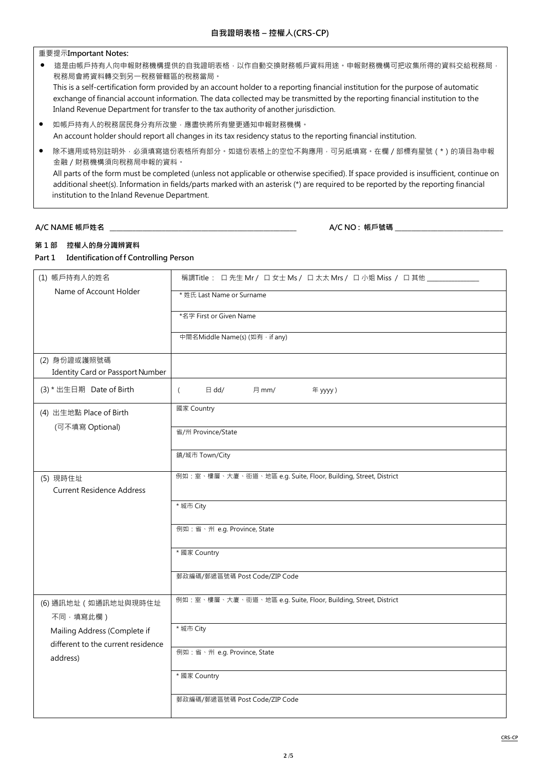## 自我證明表格 – 控權人(CRS-CP)

重要提示**Important Notes:**

- 這是由帳戶持有人向申報財務機構提供的自我證明表格，以作自動交換財務帳戶資料用途。申報財務機構可把收集所得的資料交給稅務局，稅務局會將資料轉交到另一稅務管轄區的稅務當局。
  This is a self-certification form provided by an account holder to a reporting financial institution for the purpose of automatic exchange of financial account information. The data collected may be transmitted by the reporting financial institution to the Inland Revenue Department for transfer to the tax authority of another jurisdiction.
- 如帳戶持有人的稅務居民身分有所改變，應盡快將所有變更通知申報財務機構。
  An account holder should report all changes in its tax residency status to the reporting financial institution.
- 除不適用或特別註明外，必須填寫這份表格所有部分。如這份表格上的空位不夠應用，可另紙填寫。在欄 / 部標有星號（*）的項目為申報金融 / 財務機構須向稅務局申報的資料。
  All parts of the form must be completed (unless not applicable or otherwise specified). If space provided is insufficient, continue on additional sheet(s). Information in fields/parts marked with an asterisk (*) are required to be reported by the reporting financial institution to the Inland Revenue Department.

**A/C NAME 帳戶姓名** ______________________ **A/C NO : 帳戶號碼** ______________________

**第 1 部　控權人的身分識辨資料**

**Part 1　Identification of f Controlling Person**

| | |
|---|---|
| (1) 帳戶持有人的姓名 Name of Account Holder | 稱謂Title： 口 先生 Mr / 口 女士 Ms / 口 太太 Mrs / 口 小姐 Miss / 口 其他 ________ |
| | * 姓氏 Last Name or Surname |
| | *名字 First or Given Name |
| | 中間名Middle Name(s) (如有，if any) |
| (2) 身份證或護照號碼 Identity Card or Passport Number | |
| (3) * 出生日期 Date of Birth | ( 日 dd/ 月 mm/ 年 yyyy ) |
| (4) 出生地點 Place of Birth (可不填寫 Optional) | 國家 Country |
| | 省/州 Province/State |
| | 鎮/城市 Town/City |
| (5) 現時住址 Current Residence Address | 例如：室、樓層、大廈、街道、地區 e.g. Suite, Floor, Building, Street, District |
| | * 城市 City |
| | 例如：省、州 e.g. Province, State |
| | * 國家 Country |
| | 郵政編碼/郵遞區號碼 Post Code/ZIP Code |
| (6) 通訊地址（如通訊地址與現時住址不同，填寫此欄） Mailing Address (Complete if different to the current residence address) | 例如：室、樓層、大廈、街道、地區 e.g. Suite, Floor, Building, Street, District |
| | * 城市 City |
| | 例如：省、州 e.g. Province, State |
| | * 國家 Country |
| | 郵政編碼/郵遞區號碼 Post Code/ZIP Code |

CRS-CP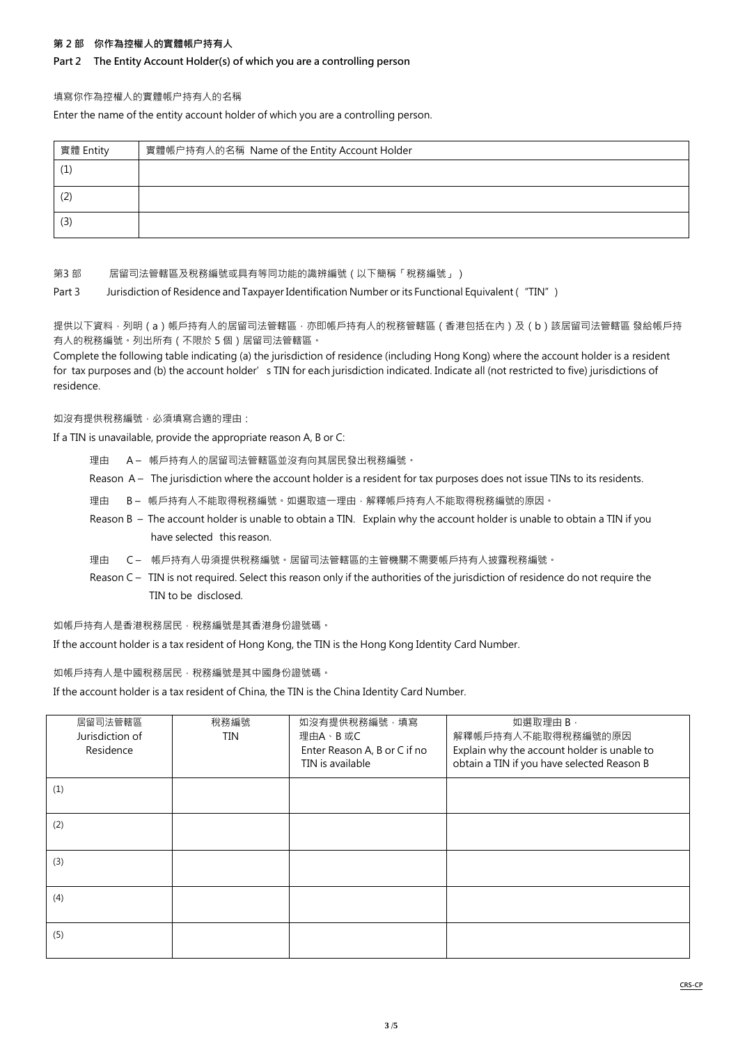**第 2 部　你作為控權人的實體帳户持有人**

**Part 2　The Entity Account Holder(s) of which you are a controlling person**

填寫你作為控權人的實體帳户持有人的名稱

Enter the name of the entity account holder of which you are a controlling person.

| 實體 Entity | 實體帳户持有人的名稱 Name of the Entity Account Holder |
|---|---|
| (1) | |
| (2) | |
| (3) | |

第3 部　　居留司法管轄區及稅務編號或具有等同功能的識辨編號（以下簡稱「稅務編號」）

Part 3　　Jurisdiction of Residence and Taxpayer Identification Number or its Functional Equivalent（"TIN"）

提供以下資料，列明（a）帳戶持有人的居留司法管轄區，亦即帳戶持有人的稅務管轄區（香港包括在內）及（b）該居留司法管轄區 發給帳戶持有人的稅務編號。列出所有（不限於 5 個）居留司法管轄區。

Complete the following table indicating (a) the jurisdiction of residence (including Hong Kong) where the account holder is a resident for tax purposes and (b) the account holder's TIN for each jurisdiction indicated. Indicate all (not restricted to five) jurisdictions of residence.

如沒有提供稅務編號，必須填寫合適的理由：

If a TIN is unavailable, provide the appropriate reason A, B or C:

理由　A – 帳戶持有人的居留司法管轄區並沒有向其居民發出稅務編號。

Reason A – The jurisdiction where the account holder is a resident for tax purposes does not issue TINs to its residents.

理由　B – 帳戶持有人不能取得稅務編號。如選取這一理由，解釋帳戶持有人不能取得稅務編號的原因。

Reason B – The account holder is unable to obtain a TIN. Explain why the account holder is unable to obtain a TIN if you have selected this reason.

理由　C – 帳戶持有人毋須提供稅務編號。居留司法管轄區的主管機關不需要帳戶持有人披露稅務編號。

Reason C – TIN is not required. Select this reason only if the authorities of the jurisdiction of residence do not require the TIN to be disclosed.

如帳戶持有人是香港稅務居民，稅務編號是其香港身份證號碼。

If the account holder is a tax resident of Hong Kong, the TIN is the Hong Kong Identity Card Number.

如帳戶持有人是中國稅務居民，稅務編號是其中國身份證號碼。

If the account holder is a tax resident of China, the TIN is the China Identity Card Number.

| 居留司法管轄區 Jurisdiction of Residence | 稅務編號 TIN | 如沒有提供稅務編號，填寫理由A、B 或C Enter Reason A, B or C if no TIN is available | 如選取理由 B，解釋帳戶持有人不能取得稅務編號的原因 Explain why the account holder is unable to obtain a TIN if you have selected Reason B |
|---|---|---|---|
| (1) | | | |
| (2) | | | |
| (3) | | | |
| (4) | | | |
| (5) | | | |

CRS-CP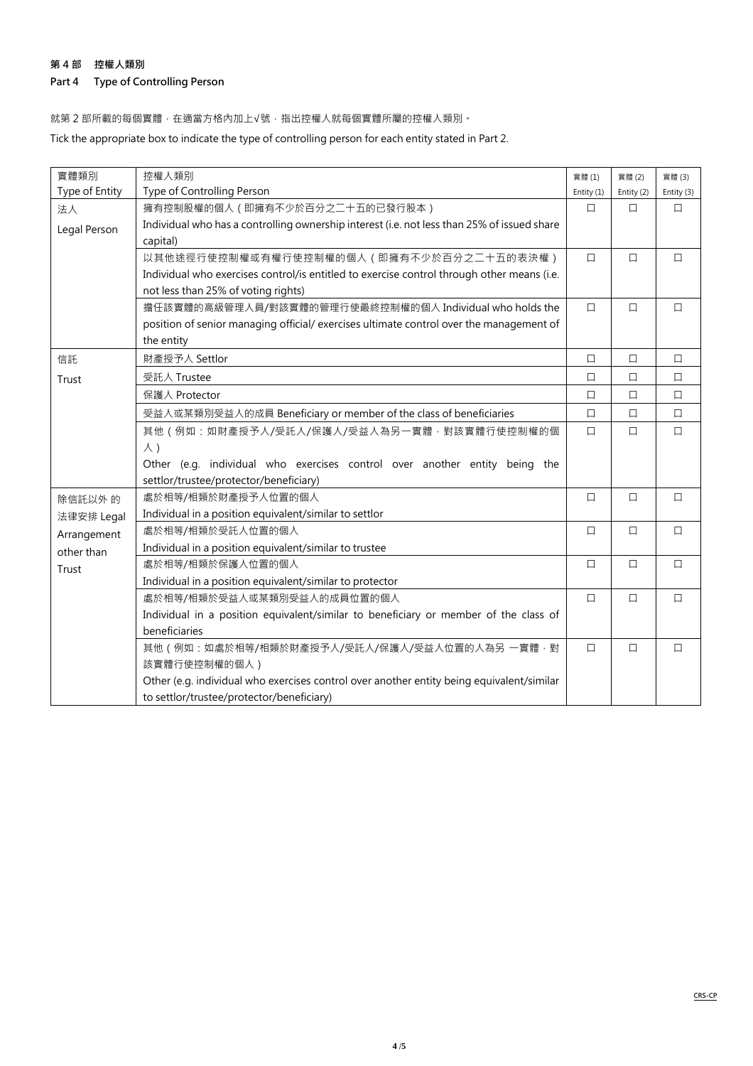**第 4 部　控權人類別**

**Part 4　Type of Controlling Person**

就第 2 部所載的每個實體，在適當方格內加上√號，指出控權人就每個實體所屬的控權人類別。

Tick the appropriate box to indicate the type of controlling person for each entity stated in Part 2.

| 實體類別 Type of Entity | 控權人類別 Type of Controlling Person | 實體 (1) Entity (1) | 實體 (2) Entity (2) | 實體 (3) Entity (3) |
|---|---|---|---|---|
| 法人 Legal Person | 擁有控制股權的個人（即擁有不少於百分之二十五的已發行股本） Individual who has a controlling ownership interest (i.e. not less than 25% of issued share capital) | ☐ | ☐ | ☐ |
| | 以其他途徑行使控制權或有權行使控制權的個人（即擁有不少於百分之二十五的表決權） Individual who exercises control/is entitled to exercise control through other means (i.e. not less than 25% of voting rights) | ☐ | ☐ | ☐ |
| | 擔任該實體的高級管理人員/對該實體的管理行使最終控制權的個人 Individual who holds the position of senior managing official/ exercises ultimate control over the management of the entity | ☐ | ☐ | ☐ |
| 信託 Trust | 財產授予人 Settlor | ☐ | ☐ | ☐ |
| | 受託人 Trustee | ☐ | ☐ | ☐ |
| | 保護人 Protector | ☐ | ☐ | ☐ |
| | 受益人或某類別受益人的成員 Beneficiary or member of the class of beneficiaries | ☐ | ☐ | ☐ |
| | 其他（例如：如財產授予人/受託人/保護人/受益人為另一實體，對該實體行使控制權的個人） Other (e.g. individual who exercises control over another entity being the settlor/trustee/protector/beneficiary) | ☐ | ☐ | ☐ |
| 除信託以外 的法律安排 Legal Arrangement other than Trust | 處於相等/相類於財產授予人位置的個人 Individual in a position equivalent/similar to settlor | ☐ | ☐ | ☐ |
| | 處於相等/相類於受託人位置的個人 Individual in a position equivalent/similar to trustee | ☐ | ☐ | ☐ |
| | 處於相等/相類於保護人位置的個人 Individual in a position equivalent/similar to protector | ☐ | ☐ | ☐ |
| | 處於相等/相類於受益人或某類別受益人的成員位置的個人 Individual in a position equivalent/similar to beneficiary or member of the class of beneficiaries | ☐ | ☐ | ☐ |
| | 其他（例如：如處於相等/相類於財產授予人/受託人/保護人/受益人位置的人為另 一實體，對該實體行使控制權的個人） Other (e.g. individual who exercises control over another entity being equivalent/similar to settlor/trustee/protector/beneficiary) | ☐ | ☐ | ☐ |

CRS-CP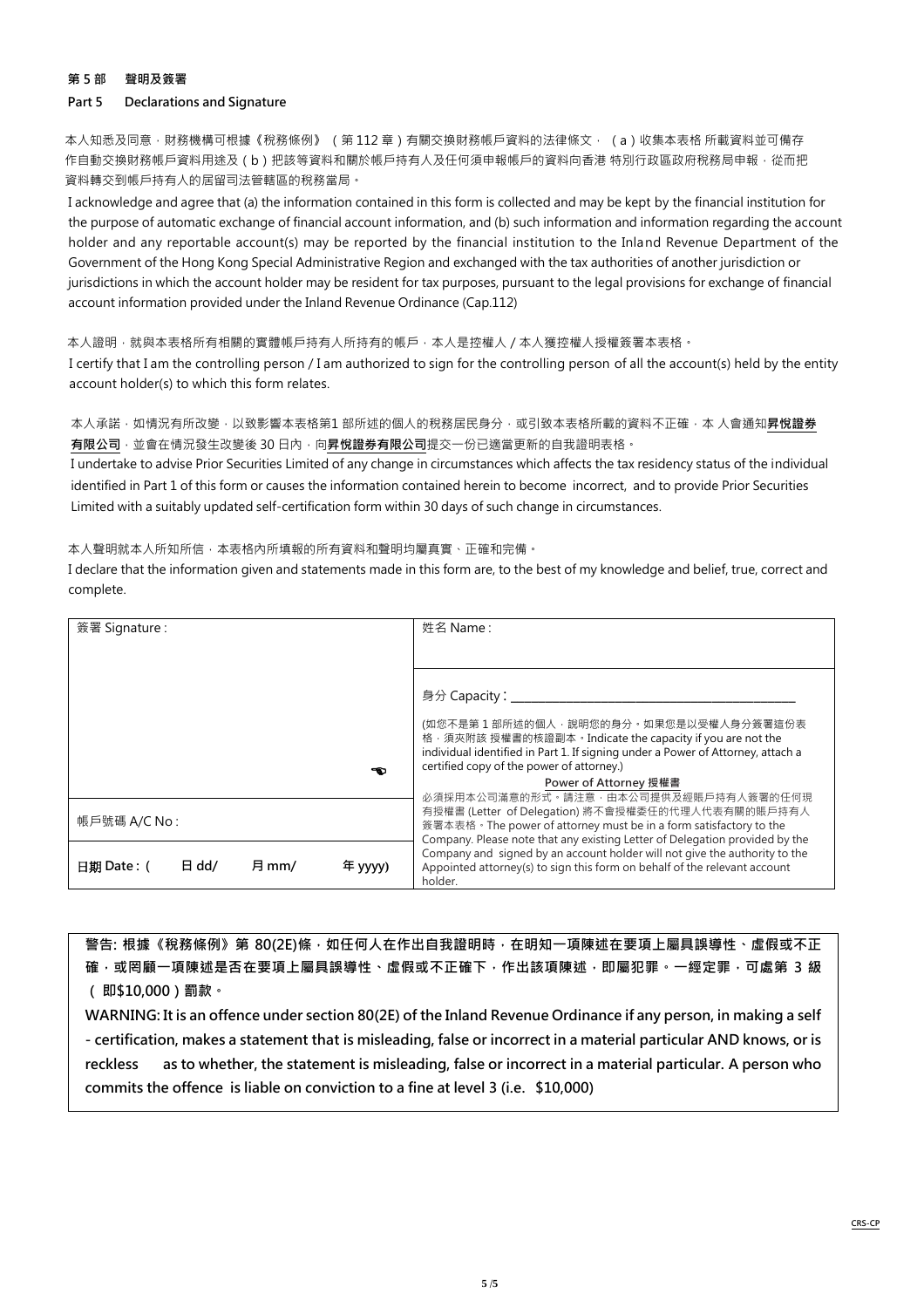**第 5 部　聲明及簽署**

**Part 5　Declarations and Signature**

本人知悉及同意，財務機構可根據《稅務條例》（第 112 章）有關交換財務帳戶資料的法律條文，（a）收集本表格 所載資料並可備存作自動交換財務帳戶資料用途及（b）把該等資料和關於帳戶持有人及任何須申報帳戶的資料向香港 特別行政區政府稅務局申報，從而把資料轉交到帳戶持有人的居留司法管轄區的稅務當局。

I acknowledge and agree that (a) the information contained in this form is collected and may be kept by the financial institution for the purpose of automatic exchange of financial account information, and (b) such information and information regarding the account holder and any reportable account(s) may be reported by the financial institution to the Inland Revenue Department of the Government of the Hong Kong Special Administrative Region and exchanged with the tax authorities of another jurisdiction or jurisdictions in which the account holder may be resident for tax purposes, pursuant to the legal provisions for exchange of financial account information provided under the Inland Revenue Ordinance (Cap.112)

本人證明，就與本表格所有相關的實體帳戶持有人所持有的帳戶，本人是控權人 / 本人獲控權人授權簽署本表格。

I certify that I am the controlling person / I am authorized to sign for the controlling person of all the account(s) held by the entity account holder(s) to which this form relates.

本人承諾，如情況有所改變，以致影響本表格第1 部所述的個人的稅務居民身分，或引致本表格所載的資料不正確，本 人會通知**昇悅證券有限公司**，並會在情況發生改變後 30 日內，向**昇悅證券有限公司**提交一份已適當更新的自我證明表格。

I undertake to advise Prior Securities Limited of any change in circumstances which affects the tax residency status of the individual identified in Part 1 of this form or causes the information contained herein to become incorrect, and to provide Prior Securities Limited with a suitably updated self-certification form within 30 days of such change in circumstances.

本人聲明就本人所知所信，本表格內所填報的所有資料和聲明均屬真實、正確和完備。

I declare that the information given and statements made in this form are, to the best of my knowledge and belief, true, correct and complete.

| | |
|---|---|
| 簽署 Signature : ☜ | 姓名 Name : |
| | 身分 Capacity : ______________________<br>(如您不是第 1 部所述的個人，說明您的身分。如果您是以受權人身分簽署這份表格，須夾附該 授權書的核證副本。Indicate the capacity if you are not the individual identified in Part 1. If signing under a Power of Attorney, attach a certified copy of the power of attorney.)<br>**Power of Attorney 授權書**<br>必須採用本公司滿意的形式。請注意，由本公司提供及經賬戶持有人簽署的任何現有授權書 (Letter of Delegation) 將不會授權委任的代理人代表有關的賬戶持有人簽署本表格。The power of attorney must be in a form satisfactory to the Company. Please note that any existing Letter of Delegation provided by the Company and signed by an account holder will not give the authority to the Appointed attorney(s) to sign this form on behalf of the relevant account holder. |
| 帳戶號碼 A/C No : | |
| **日期 Date :** ( 日 dd/ 月 mm/ 年 yyyy) | |

**警告: 根據《稅務條例》第 80(2E)條，如任何人在作出自我證明時，在明知一項陳述在要項上屬具誤導性、虛假或不正確，或罔顧一項陳述是否在要項上屬具誤導性、虛假或不正確下，作出該項陳述，即屬犯罪。一經定罪，可處第 3 級（即$10,000）罰款。**

**WARNING: It is an offence under section 80(2E) of the Inland Revenue Ordinance if any person, in making a self - certification, makes a statement that is misleading, false or incorrect in a material particular AND knows, or is reckless as to whether, the statement is misleading, false or incorrect in a material particular. A person who commits the offence is liable on conviction to a fine at level 3 (i.e. $10,000)**

CRS-CP